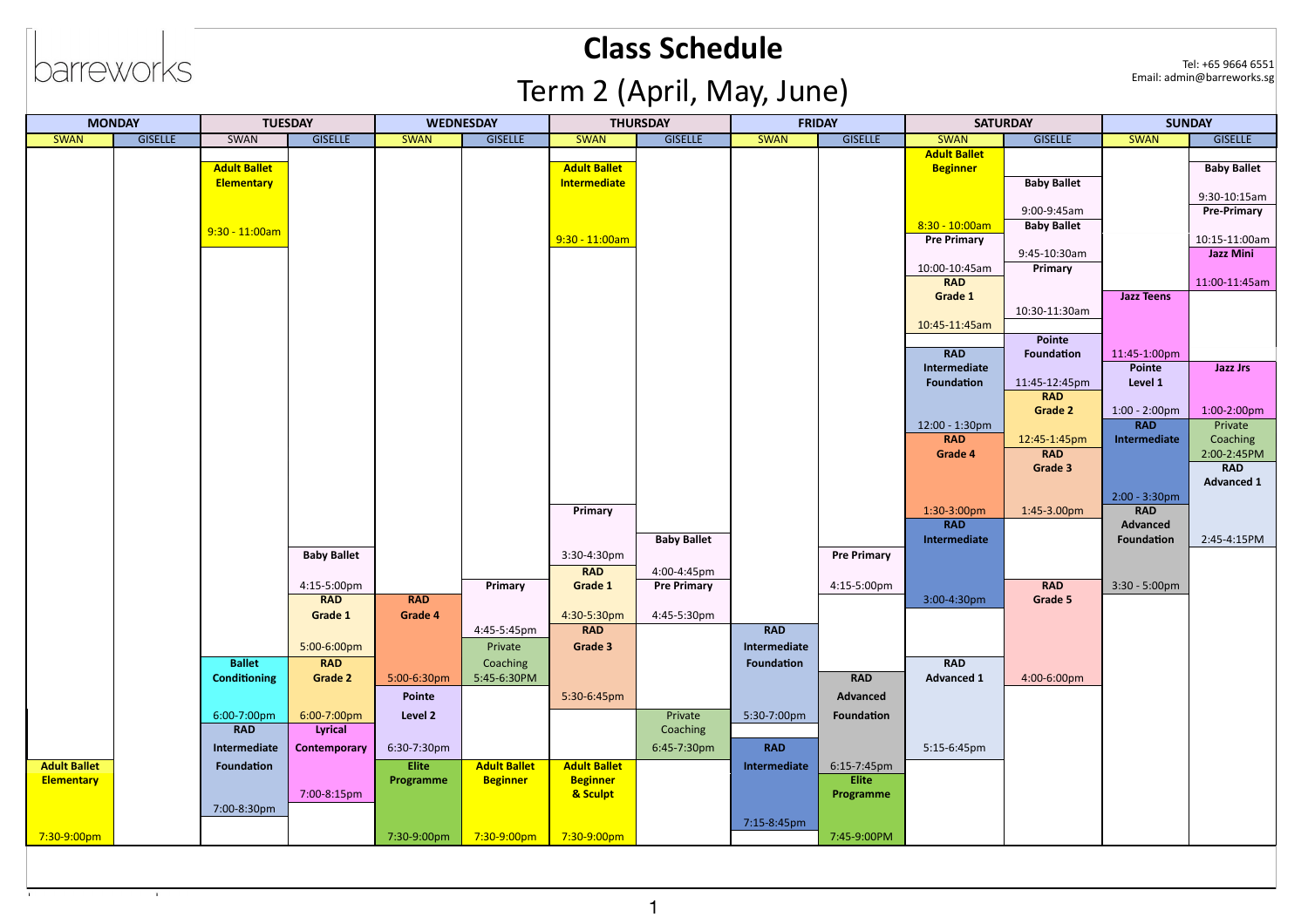# Class Schedule

## Term 2 (April, May, June)

barreworks

Tel: +65 9664 6551
Email: admin@barreworks.sg

| Day | Studio | Class | Time |
|---|---|---|---|
| MONDAY | SWAN | Adult Ballet Elementary | 7:30-9:00pm |
| TUESDAY | SWAN | Adult Ballet Elementary | 9:30 - 11:00am |
| TUESDAY | SWAN | Ballet Conditioning | 6:00-7:00pm |
| TUESDAY | SWAN | RAD Intermediate Foundation | 7:00-8:30pm |
| TUESDAY | GISELLE | Baby Ballet | 4:15-5:00pm |
| TUESDAY | GISELLE | RAD Grade 1 | 5:00-6:00pm |
| TUESDAY | GISELLE | RAD Grade 2 | 6:00-7:00pm |
| TUESDAY | GISELLE | Lyrical Contemporary | 7:00-8:15pm |
| WEDNESDAY | SWAN | RAD Grade 4 | 5:00-6:30pm |
| WEDNESDAY | SWAN | Pointe Level 2 | 6:30-7:30pm |
| WEDNESDAY | SWAN | Elite Programme | 7:30-9:00pm |
| WEDNESDAY | GISELLE | Primary | 4:45-5:45pm |
| WEDNESDAY | GISELLE | Private Coaching | 5:45-6:30PM |
| WEDNESDAY | GISELLE | Adult Ballet Beginner | 7:30-9:00pm |
| THURSDAY | SWAN | Adult Ballet Intermediate | 9:30 - 11:00am |
| THURSDAY | SWAN | Primary | 3:30-4:30pm |
| THURSDAY | SWAN | RAD Grade 1 | 4:30-5:30pm |
| THURSDAY | SWAN | RAD Grade 3 | 5:30-6:45pm |
| THURSDAY | SWAN | Adult Ballet Beginner & Sculpt | 7:30-9:00pm |
| THURSDAY | GISELLE | Baby Ballet | 4:00-4:45pm |
| THURSDAY | GISELLE | Pre Primary | 4:45-5:30pm |
| THURSDAY | GISELLE | Private Coaching | 6:45-7:30pm |
| FRIDAY | SWAN | RAD Intermediate Foundation | 5:30-7:00pm |
| FRIDAY | SWAN | RAD Intermediate | 7:15-8:45pm |
| FRIDAY | GISELLE | Pre Primary | 4:15-5:00pm |
| FRIDAY | GISELLE | RAD Advanced Foundation | 6:15-7:45pm |
| FRIDAY | GISELLE | Elite Programme | 7:45-9:00PM |
| SATURDAY | SWAN | Adult Ballet Beginner | 8:30 - 10:00am |
| SATURDAY | SWAN | Pre Primary | 10:00-10:45am |
| SATURDAY | SWAN | RAD Grade 1 | 10:45-11:45am |
| SATURDAY | SWAN | RAD Intermediate Foundation | 12:00 - 1:30pm |
| SATURDAY | SWAN | RAD Grade 4 | 1:30-3:00pm |
| SATURDAY | SWAN | RAD Intermediate | 3:00-4:30pm |
| SATURDAY | SWAN | RAD Advanced 1 | 5:15-6:45pm |
| SATURDAY | GISELLE | Baby Ballet | 9:00-9:45am |
| SATURDAY | GISELLE | Baby Ballet | 9:45-10:30am |
| SATURDAY | GISELLE | Primary | 10:30-11:30am |
| SATURDAY | GISELLE | Pointe Foundation | 11:45-12:45pm |
| SATURDAY | GISELLE | RAD Grade 2 | 12:45-1:45pm |
| SATURDAY | GISELLE | RAD Grade 3 | 1:45-3.00pm |
| SATURDAY | GISELLE | RAD Grade 5 | 4:00-6:00pm |
| SUNDAY | SWAN | Jazz Teens | 11:45-1:00pm |
| SUNDAY | SWAN | Pointe Level 1 | 1:00 - 2:00pm |
| SUNDAY | SWAN | RAD Intermediate | 2:00 - 3:30pm |
| SUNDAY | SWAN | RAD Advanced Foundation | 3:30 - 5:00pm |
| SUNDAY | GISELLE | Baby Ballet | 9:30-10:15am |
| SUNDAY | GISELLE | Pre-Primary | 10:15-11:00am |
| SUNDAY | GISELLE | Jazz Mini | 11:00-11:45am |
| SUNDAY | GISELLE | Jazz Jrs | 1:00-2:00pm |
| SUNDAY | GISELLE | Private Coaching | 2:00-2:45PM |
| SUNDAY | GISELLE | RAD Advanced 1 | 2:45-4:15PM |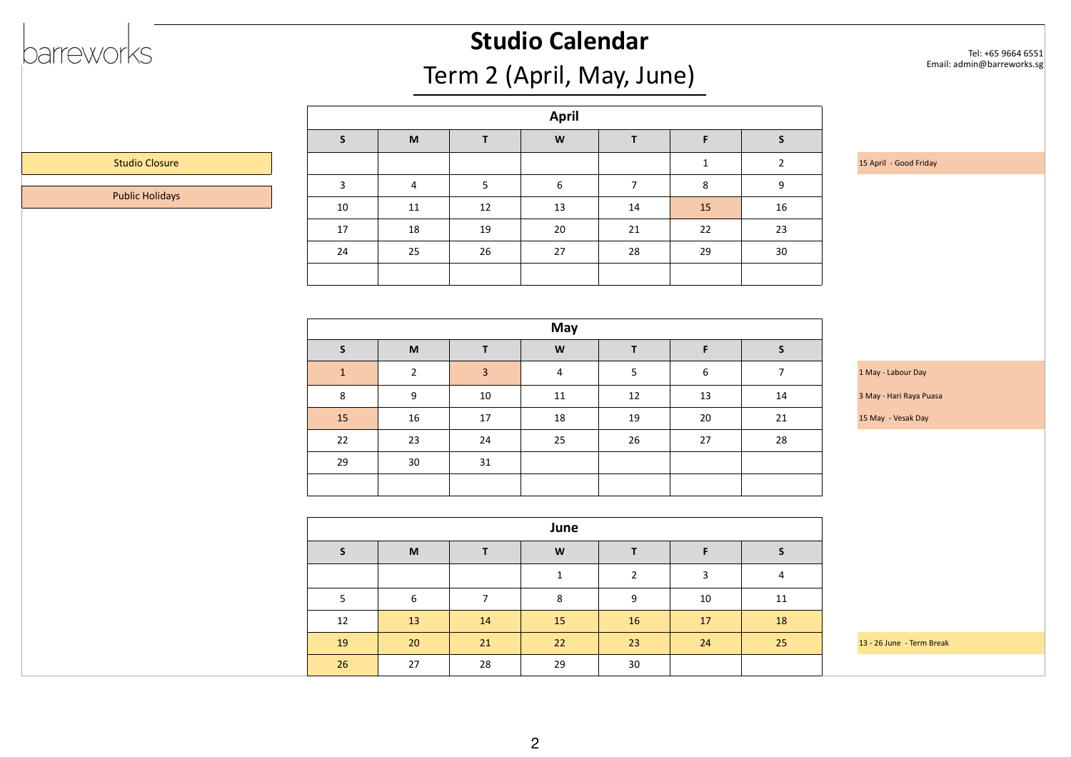barreworks

# Studio Calendar

## Term 2 (April, May, June)

Tel: +65 9664 6551
Email: admin@barreworks.sg

Studio Closure

Public Holidays

### April

| S | M | T | W | T | F | S |
|---|---|---|---|---|---|---|
| | | | | | 1 | 2 |
| 3 | 4 | 5 | 6 | 7 | 8 | 9 |
| 10 | 11 | 12 | 13 | 14 | 15 | 16 |
| 17 | 18 | 19 | 20 | 21 | 22 | 23 |
| 24 | 25 | 26 | 27 | 28 | 29 | 30 |
| | | | | | | |

15 April - Good Friday

### May

| S | M | T | W | T | F | S |
|---|---|---|---|---|---|---|
| 1 | 2 | 3 | 4 | 5 | 6 | 7 |
| 8 | 9 | 10 | 11 | 12 | 13 | 14 |
| 15 | 16 | 17 | 18 | 19 | 20 | 21 |
| 22 | 23 | 24 | 25 | 26 | 27 | 28 |
| 29 | 30 | 31 | | | | |
| | | | | | | |

1 May - Labour Day

3 May - Hari Raya Puasa

15 May - Vesak Day

### June

| S | M | T | W | T | F | S |
|---|---|---|---|---|---|---|
| | | | 1 | 2 | 3 | 4 |
| 5 | 6 | 7 | 8 | 9 | 10 | 11 |
| 12 | 13 | 14 | 15 | 16 | 17 | 18 |
| 19 | 20 | 21 | 22 | 23 | 24 | 25 |
| 26 | 27 | 28 | 29 | 30 | | |

13 - 26 June - Term Break